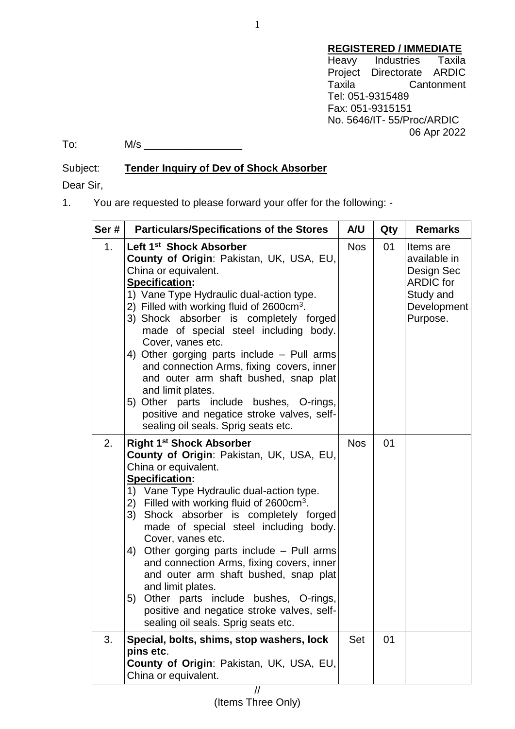**REGISTERED / IMMEDIATE**
Heavy Industries Taxila
Project Directorate ARDIC
Taxila Cantonment
Tel: 051-9315489
Fax: 051-9315151
No. 5646/IT- 55/Proc/ARDIC
06 Apr 2022

To: M/s _________________

Subject: **Tender Inquiry of Dev of Shock Absorber**

Dear Sir,

1. You are requested to please forward your offer for the following: -

| Ser # | Particulars/Specifications of the Stores | A/U | Qty | Remarks |
|---|---|---|---|---|
| 1. | **Left 1st Shock Absorber**<br>**County of Origin**: Pakistan, UK, USA, EU, China or equivalent.<br>**Specification:**<br>1) Vane Type Hydraulic dual-action type.<br>2) Filled with working fluid of 2600cm$^3$.<br>3) Shock absorber is completely forged made of special steel including body. Cover, vanes etc.<br>4) Other gorging parts include – Pull arms and connection Arms, fixing covers, inner and outer arm shaft bushed, snap plat and limit plates.<br>5) Other parts include bushes, O-rings, positive and negatice stroke valves, self-sealing oil seals. Sprig seats etc. | Nos | 01 | Items are available in Design Sec ARDIC for Study and Development Purpose. |
| 2. | **Right 1st Shock Absorber**<br>**County of Origin**: Pakistan, UK, USA, EU, China or equivalent.<br>**Specification:**<br>1) Vane Type Hydraulic dual-action type.<br>2) Filled with working fluid of 2600cm$^3$.<br>3) Shock absorber is completely forged made of special steel including body. Cover, vanes etc.<br>4) Other gorging parts include – Pull arms and connection Arms, fixing covers, inner and outer arm shaft bushed, snap plat and limit plates.<br>5) Other parts include bushes, O-rings, positive and negatice stroke valves, self-sealing oil seals. Sprig seats etc. | Nos | 01 | |
| 3. | **Special, bolts, shims, stop washers, lock pins etc**.<br>**County of Origin**: Pakistan, UK, USA, EU, China or equivalent. | Set | 01 | |

//
(Items Three Only)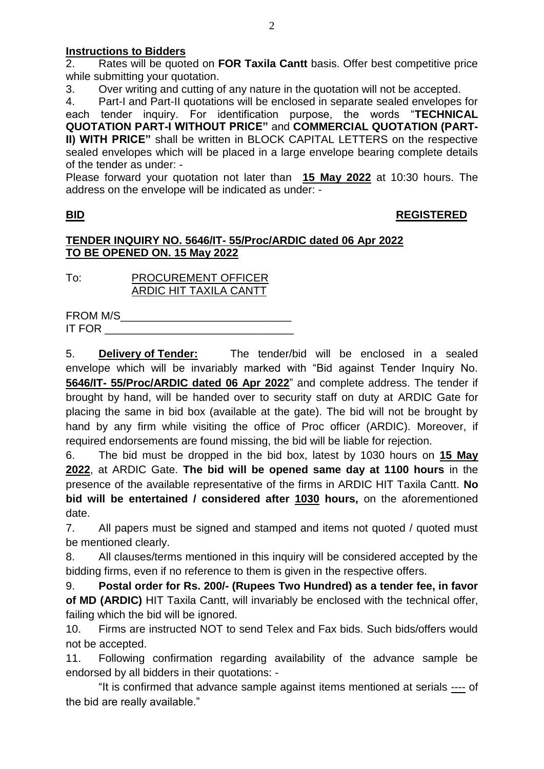**Instructions to Bidders**

2. Rates will be quoted on **FOR Taxila Cantt** basis. Offer best competitive price while submitting your quotation.

3. Over writing and cutting of any nature in the quotation will not be accepted.

4. Part-I and Part-II quotations will be enclosed in separate sealed envelopes for each tender inquiry. For identification purpose, the words "**TECHNICAL QUOTATION PART-I WITHOUT PRICE"** and **COMMERCIAL QUOTATION (PART-II) WITH PRICE"** shall be written in BLOCK CAPITAL LETTERS on the respective sealed envelopes which will be placed in a large envelope bearing complete details of the tender as under: -

Please forward your quotation not later than **15 May 2022** at 10:30 hours. The address on the envelope will be indicated as under: -

**BID** **REGISTERED**

**TENDER INQUIRY NO. 5646/IT- 55/Proc/ARDIC dated 06 Apr 2022**
**TO BE OPENED ON. 15 May 2022**

To: PROCUREMENT OFFICER
ARDIC HIT TAXILA CANTT

FROM M/S____________________________
IT FOR ________________________________

5. **Delivery of Tender:** The tender/bid will be enclosed in a sealed envelope which will be invariably marked with "Bid against Tender Inquiry No. **5646/IT- 55/Proc/ARDIC dated 06 Apr 2022**" and complete address. The tender if brought by hand, will be handed over to security staff on duty at ARDIC Gate for placing the same in bid box (available at the gate). The bid will not be brought by hand by any firm while visiting the office of Proc officer (ARDIC). Moreover, if required endorsements are found missing, the bid will be liable for rejection.

6. The bid must be dropped in the bid box, latest by 1030 hours on **15 May 2022**, at ARDIC Gate. **The bid will be opened same day at 1100 hours** in the presence of the available representative of the firms in ARDIC HIT Taxila Cantt. **No bid will be entertained / considered after 1030 hours,** on the aforementioned date.

7. All papers must be signed and stamped and items not quoted / quoted must be mentioned clearly.

8. All clauses/terms mentioned in this inquiry will be considered accepted by the bidding firms, even if no reference to them is given in the respective offers.

9. **Postal order for Rs. 200/- (Rupees Two Hundred) as a tender fee, in favor of MD (ARDIC)** HIT Taxila Cantt, will invariably be enclosed with the technical offer, failing which the bid will be ignored.

10. Firms are instructed NOT to send Telex and Fax bids. Such bids/offers would not be accepted.

11. Following confirmation regarding availability of the advance sample be endorsed by all bidders in their quotations: -

"It is confirmed that advance sample against items mentioned at serials ---- of the bid are really available."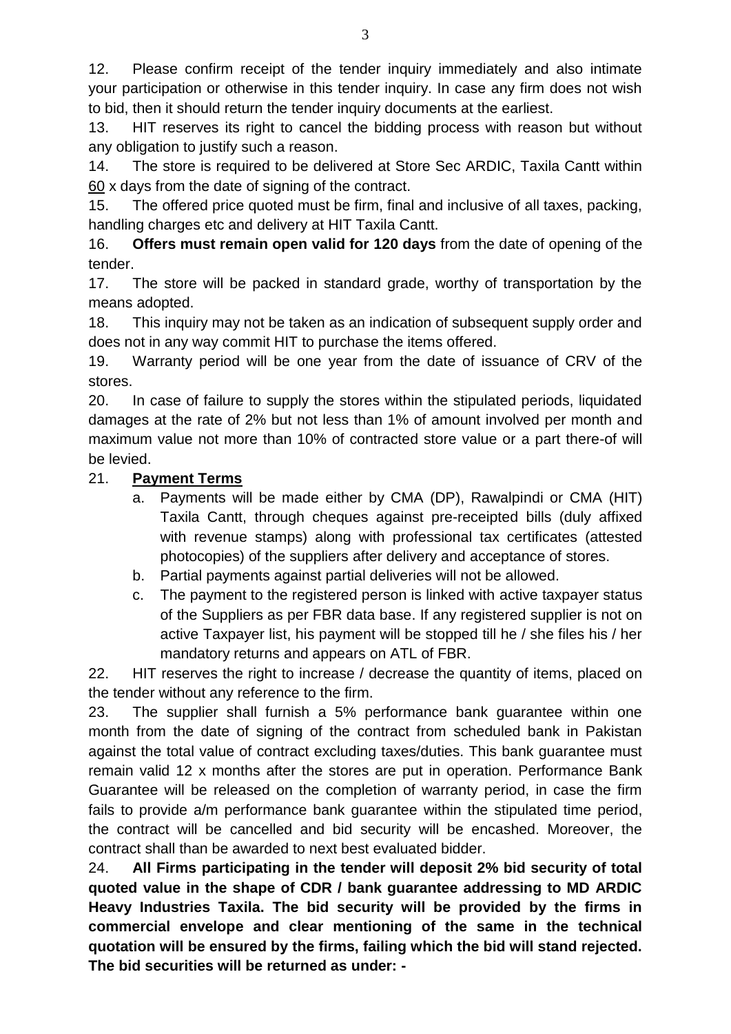12. Please confirm receipt of the tender inquiry immediately and also intimate your participation or otherwise in this tender inquiry. In case any firm does not wish to bid, then it should return the tender inquiry documents at the earliest.

13. HIT reserves its right to cancel the bidding process with reason but without any obligation to justify such a reason.

14. The store is required to be delivered at Store Sec ARDIC, Taxila Cantt within 60 x days from the date of signing of the contract.

15. The offered price quoted must be firm, final and inclusive of all taxes, packing, handling charges etc and delivery at HIT Taxila Cantt.

16. **Offers must remain open valid for 120 days** from the date of opening of the tender.

17. The store will be packed in standard grade, worthy of transportation by the means adopted.

18. This inquiry may not be taken as an indication of subsequent supply order and does not in any way commit HIT to purchase the items offered.

19. Warranty period will be one year from the date of issuance of CRV of the stores.

20. In case of failure to supply the stores within the stipulated periods, liquidated damages at the rate of 2% but not less than 1% of amount involved per month and maximum value not more than 10% of contracted store value or a part there-of will be levied.

21. **Payment Terms**

   a. Payments will be made either by CMA (DP), Rawalpindi or CMA (HIT) Taxila Cantt, through cheques against pre-receipted bills (duly affixed with revenue stamps) along with professional tax certificates (attested photocopies) of the suppliers after delivery and acceptance of stores.

   b. Partial payments against partial deliveries will not be allowed.

   c. The payment to the registered person is linked with active taxpayer status of the Suppliers as per FBR data base. If any registered supplier is not on active Taxpayer list, his payment will be stopped till he / she files his / her mandatory returns and appears on ATL of FBR.

22. HIT reserves the right to increase / decrease the quantity of items, placed on the tender without any reference to the firm.

23. The supplier shall furnish a 5% performance bank guarantee within one month from the date of signing of the contract from scheduled bank in Pakistan against the total value of contract excluding taxes/duties. This bank guarantee must remain valid 12 x months after the stores are put in operation. Performance Bank Guarantee will be released on the completion of warranty period, in case the firm fails to provide a/m performance bank guarantee within the stipulated time period, the contract will be cancelled and bid security will be encashed. Moreover, the contract shall than be awarded to next best evaluated bidder.

24. **All Firms participating in the tender will deposit 2% bid security of total quoted value in the shape of CDR / bank guarantee addressing to MD ARDIC Heavy Industries Taxila. The bid security will be provided by the firms in commercial envelope and clear mentioning of the same in the technical quotation will be ensured by the firms, failing which the bid will stand rejected. The bid securities will be returned as under: -**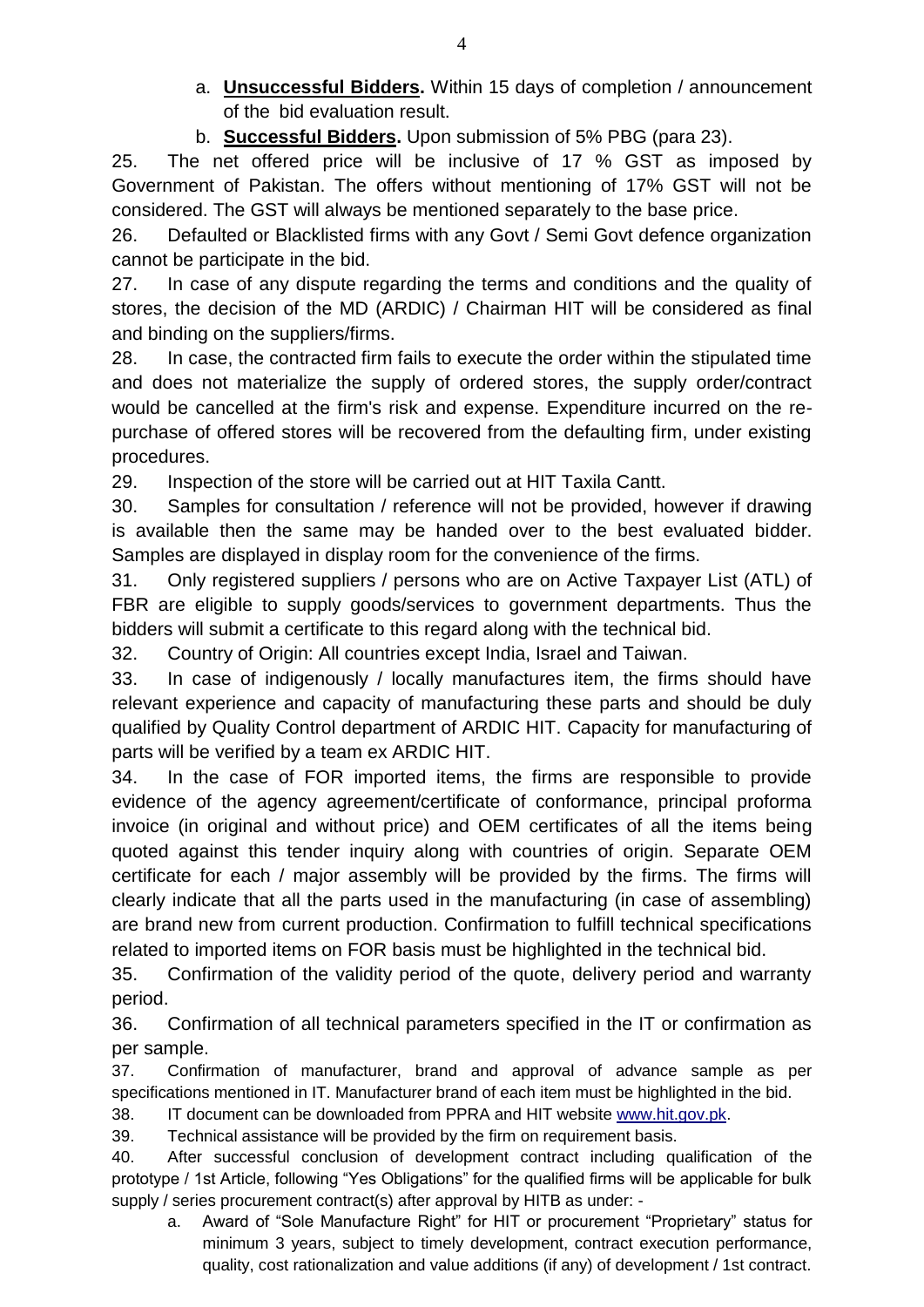a. **Unsuccessful Bidders.** Within 15 days of completion / announcement of the bid evaluation result.

b. **Successful Bidders.** Upon submission of 5% PBG (para 23).

25. The net offered price will be inclusive of 17 % GST as imposed by Government of Pakistan. The offers without mentioning of 17% GST will not be considered. The GST will always be mentioned separately to the base price.

26. Defaulted or Blacklisted firms with any Govt / Semi Govt defence organization cannot be participate in the bid.

27. In case of any dispute regarding the terms and conditions and the quality of stores, the decision of the MD (ARDIC) / Chairman HIT will be considered as final and binding on the suppliers/firms.

28. In case, the contracted firm fails to execute the order within the stipulated time and does not materialize the supply of ordered stores, the supply order/contract would be cancelled at the firm's risk and expense. Expenditure incurred on the re-purchase of offered stores will be recovered from the defaulting firm, under existing procedures.

29. Inspection of the store will be carried out at HIT Taxila Cantt.

30. Samples for consultation / reference will not be provided, however if drawing is available then the same may be handed over to the best evaluated bidder. Samples are displayed in display room for the convenience of the firms.

31. Only registered suppliers / persons who are on Active Taxpayer List (ATL) of FBR are eligible to supply goods/services to government departments. Thus the bidders will submit a certificate to this regard along with the technical bid.

32. Country of Origin: All countries except India, Israel and Taiwan.

33. In case of indigenously / locally manufactures item, the firms should have relevant experience and capacity of manufacturing these parts and should be duly qualified by Quality Control department of ARDIC HIT. Capacity for manufacturing of parts will be verified by a team ex ARDIC HIT.

34. In the case of FOR imported items, the firms are responsible to provide evidence of the agency agreement/certificate of conformance, principal proforma invoice (in original and without price) and OEM certificates of all the items being quoted against this tender inquiry along with countries of origin. Separate OEM certificate for each / major assembly will be provided by the firms. The firms will clearly indicate that all the parts used in the manufacturing (in case of assembling) are brand new from current production. Confirmation to fulfill technical specifications related to imported items on FOR basis must be highlighted in the technical bid.

35. Confirmation of the validity period of the quote, delivery period and warranty period.

36. Confirmation of all technical parameters specified in the IT or confirmation as per sample.

37. Confirmation of manufacturer, brand and approval of advance sample as per specifications mentioned in IT. Manufacturer brand of each item must be highlighted in the bid.

38. IT document can be downloaded from PPRA and HIT website www.hit.gov.pk.

39. Technical assistance will be provided by the firm on requirement basis.

40. After successful conclusion of development contract including qualification of the prototype / 1st Article, following "Yes Obligations" for the qualified firms will be applicable for bulk supply / series procurement contract(s) after approval by HITB as under: -

a. Award of "Sole Manufacture Right" for HIT or procurement "Proprietary" status for minimum 3 years, subject to timely development, contract execution performance, quality, cost rationalization and value additions (if any) of development / 1st contract.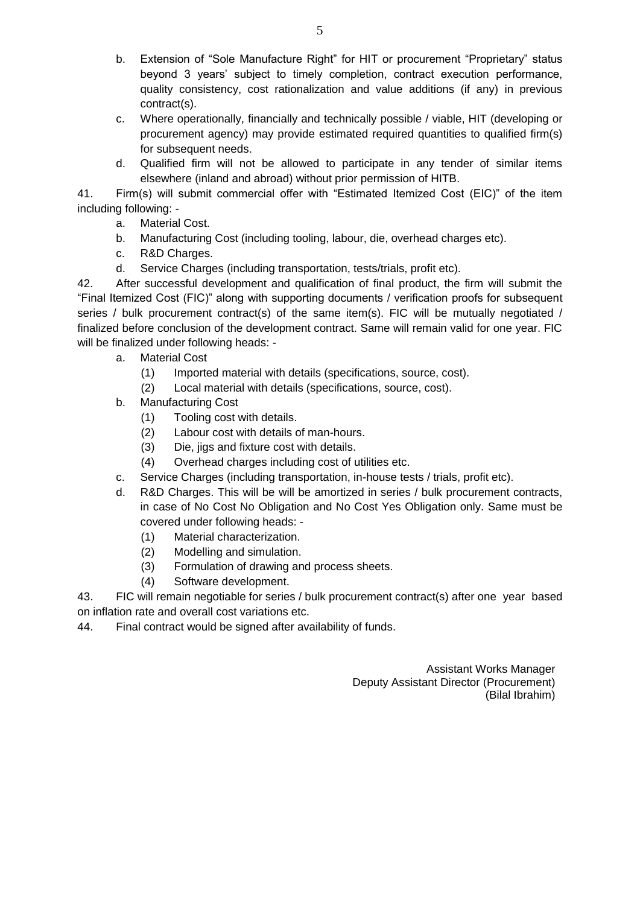b. Extension of "Sole Manufacture Right" for HIT or procurement "Proprietary" status beyond 3 years' subject to timely completion, contract execution performance, quality consistency, cost rationalization and value additions (if any) in previous contract(s).

c. Where operationally, financially and technically possible / viable, HIT (developing or procurement agency) may provide estimated required quantities to qualified firm(s) for subsequent needs.

d. Qualified firm will not be allowed to participate in any tender of similar items elsewhere (inland and abroad) without prior permission of HITB.

41. Firm(s) will submit commercial offer with "Estimated Itemized Cost (EIC)" of the item including following: -

a. Material Cost.

b. Manufacturing Cost (including tooling, labour, die, overhead charges etc).

c. R&D Charges.

d. Service Charges (including transportation, tests/trials, profit etc).

42. After successful development and qualification of final product, the firm will submit the "Final Itemized Cost (FIC)" along with supporting documents / verification proofs for subsequent series / bulk procurement contract(s) of the same item(s). FIC will be mutually negotiated / finalized before conclusion of the development contract. Same will remain valid for one year. FIC will be finalized under following heads: -

a. Material Cost

   (1) Imported material with details (specifications, source, cost).

   (2) Local material with details (specifications, source, cost).

b. Manufacturing Cost

   (1) Tooling cost with details.

   (2) Labour cost with details of man-hours.

   (3) Die, jigs and fixture cost with details.

   (4) Overhead charges including cost of utilities etc.

c. Service Charges (including transportation, in-house tests / trials, profit etc).

d. R&D Charges. This will be will be amortized in series / bulk procurement contracts, in case of No Cost No Obligation and No Cost Yes Obligation only. Same must be covered under following heads: -

   (1) Material characterization.

   (2) Modelling and simulation.

   (3) Formulation of drawing and process sheets.

   (4) Software development.

43. FIC will remain negotiable for series / bulk procurement contract(s) after one year based on inflation rate and overall cost variations etc.

44. Final contract would be signed after availability of funds.

Assistant Works Manager
Deputy Assistant Director (Procurement)
(Bilal Ibrahim)